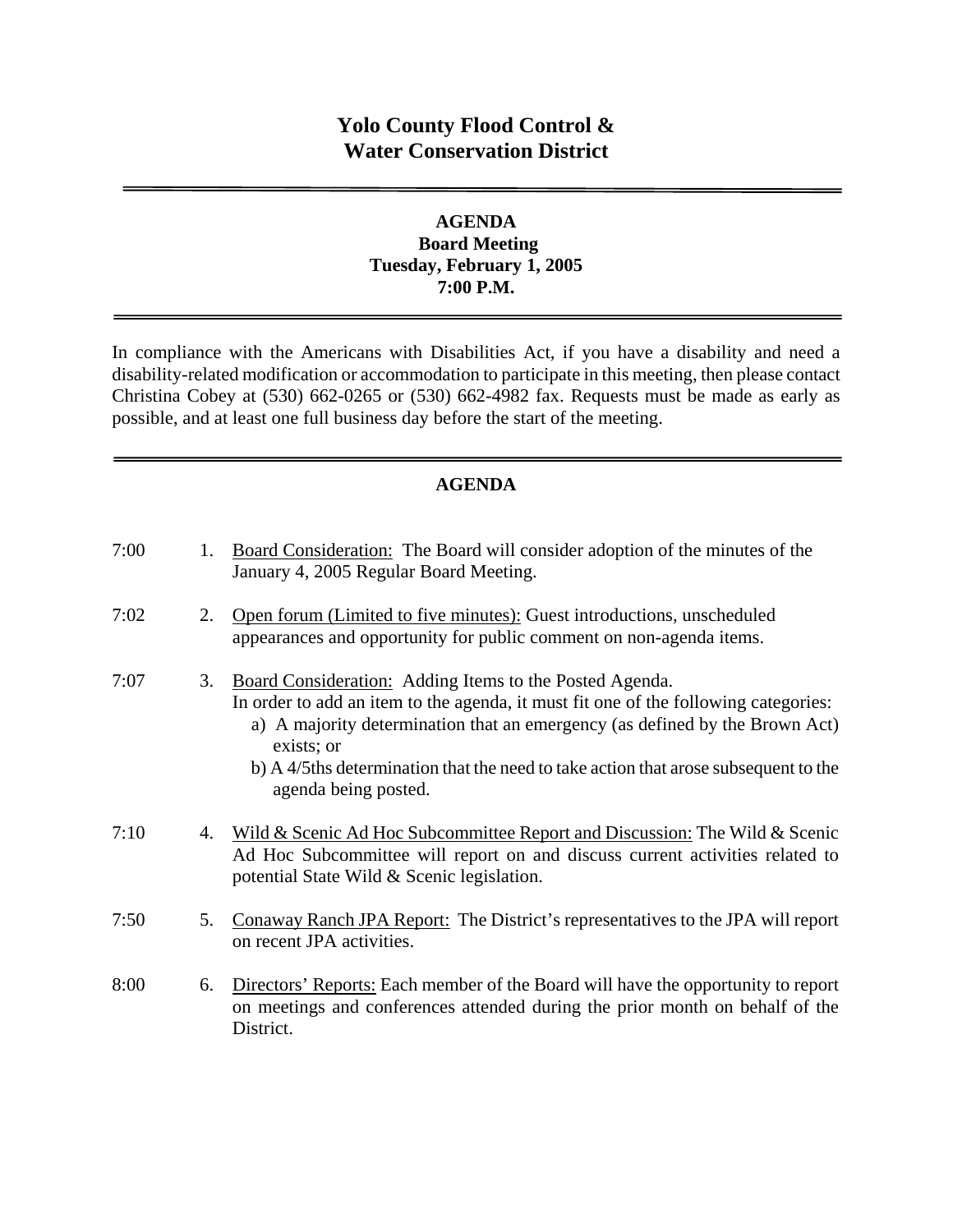# Yolo County Flood Control & Water Conservation District

---

## AGENDA
**Board Meeting**
**Tuesday, February 1, 2005**
**7:00 P.M.**

---

In compliance with the Americans with Disabilities Act, if you have a disability and need a disability-related modification or accommodation to participate in this meeting, then please contact Christina Cobey at (530) 662-0265 or (530) 662-4982 fax. Requests must be made as early as possible, and at least one full business day before the start of the meeting.

---

## AGENDA

7:00 1. Board Consideration: The Board will consider adoption of the minutes of the January 4, 2005 Regular Board Meeting.

7:02 2. Open forum (Limited to five minutes): Guest introductions, unscheduled appearances and opportunity for public comment on non-agenda items.

7:07 3. Board Consideration: Adding Items to the Posted Agenda.
In order to add an item to the agenda, it must fit one of the following categories:
- a) A majority determination that an emergency (as defined by the Brown Act) exists; or
- b) A 4/5ths determination that the need to take action that arose subsequent to the agenda being posted.

7:10 4. Wild & Scenic Ad Hoc Subcommittee Report and Discussion: The Wild & Scenic Ad Hoc Subcommittee will report on and discuss current activities related to potential State Wild & Scenic legislation.

7:50 5. Conaway Ranch JPA Report: The District's representatives to the JPA will report on recent JPA activities.

8:00 6. Directors' Reports: Each member of the Board will have the opportunity to report on meetings and conferences attended during the prior month on behalf of the District.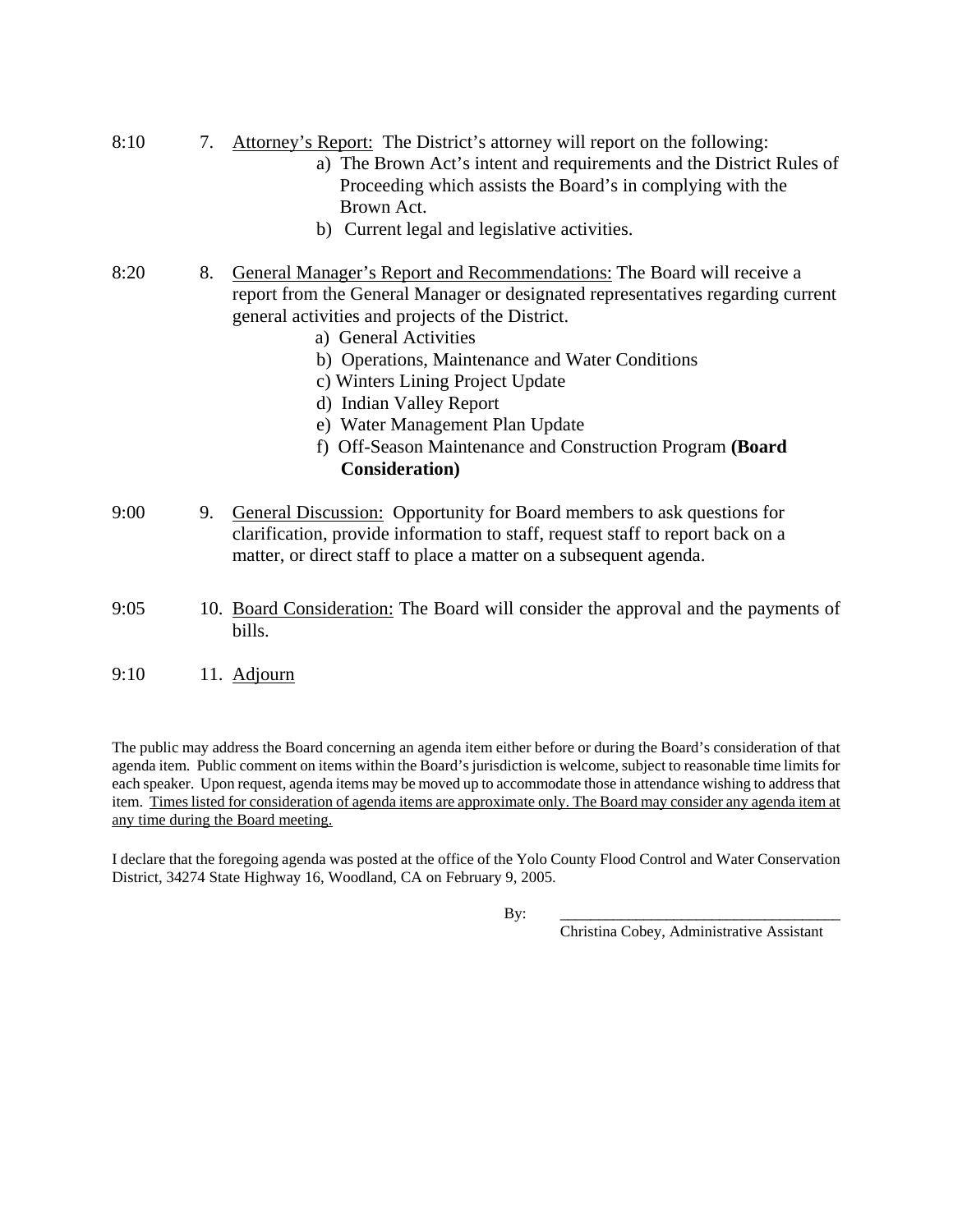8:10 7. Attorney's Report: The District's attorney will report on the following:

  a) The Brown Act's intent and requirements and the District Rules of Proceeding which assists the Board's in complying with the Brown Act.
  b) Current legal and legislative activities.

8:20 8. General Manager's Report and Recommendations: The Board will receive a report from the General Manager or designated representatives regarding current general activities and projects of the District.

  a) General Activities
  b) Operations, Maintenance and Water Conditions
  c) Winters Lining Project Update
  d) Indian Valley Report
  e) Water Management Plan Update
  f) Off-Season Maintenance and Construction Program **(Board Consideration)**

9:00 9. General Discussion: Opportunity for Board members to ask questions for clarification, provide information to staff, request staff to report back on a matter, or direct staff to place a matter on a subsequent agenda.

9:05 10. Board Consideration: The Board will consider the approval and the payments of bills.

9:10 11. Adjourn

The public may address the Board concerning an agenda item either before or during the Board's consideration of that agenda item. Public comment on items within the Board's jurisdiction is welcome, subject to reasonable time limits for each speaker. Upon request, agenda items may be moved up to accommodate those in attendance wishing to address that item. Times listed for consideration of agenda items are approximate only. The Board may consider any agenda item at any time during the Board meeting.

I declare that the foregoing agenda was posted at the office of the Yolo County Flood Control and Water Conservation District, 34274 State Highway 16, Woodland, CA on February 9, 2005.

By: \_\_\_\_\_\_\_\_\_\_\_\_\_\_\_\_\_\_\_\_\_\_\_\_\_\_\_\_\_\_\_\_\_\_\_\_

Christina Cobey, Administrative Assistant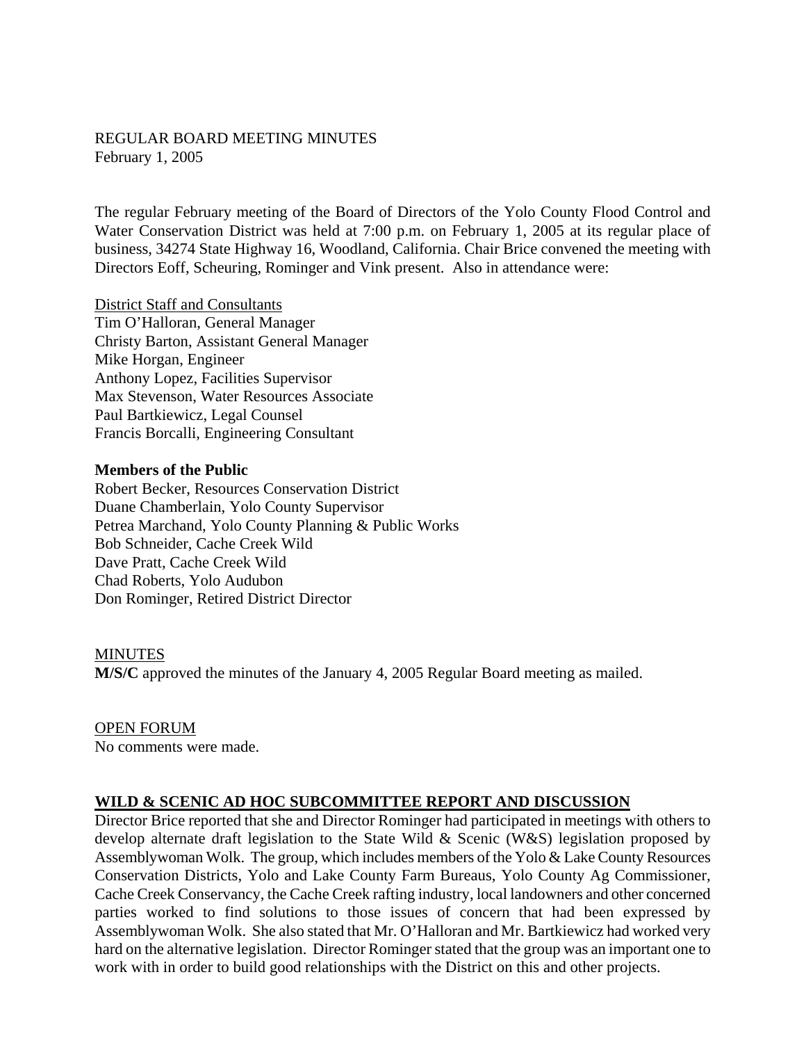REGULAR BOARD MEETING MINUTES
February 1, 2005

The regular February meeting of the Board of Directors of the Yolo County Flood Control and Water Conservation District was held at 7:00 p.m. on February 1, 2005 at its regular place of business, 34274 State Highway 16, Woodland, California. Chair Brice convened the meeting with Directors Eoff, Scheuring, Rominger and Vink present. Also in attendance were:

District Staff and Consultants
Tim O'Halloran, General Manager
Christy Barton, Assistant General Manager
Mike Horgan, Engineer
Anthony Lopez, Facilities Supervisor
Max Stevenson, Water Resources Associate
Paul Bartkiewicz, Legal Counsel
Francis Borcalli, Engineering Consultant

**Members of the Public**
Robert Becker, Resources Conservation District
Duane Chamberlain, Yolo County Supervisor
Petrea Marchand, Yolo County Planning & Public Works
Bob Schneider, Cache Creek Wild
Dave Pratt, Cache Creek Wild
Chad Roberts, Yolo Audubon
Don Rominger, Retired District Director

MINUTES
**M/S/C** approved the minutes of the January 4, 2005 Regular Board meeting as mailed.

OPEN FORUM
No comments were made.

**WILD & SCENIC AD HOC SUBCOMMITTEE REPORT AND DISCUSSION**
Director Brice reported that she and Director Rominger had participated in meetings with others to develop alternate draft legislation to the State Wild & Scenic (W&S) legislation proposed by Assemblywoman Wolk. The group, which includes members of the Yolo & Lake County Resources Conservation Districts, Yolo and Lake County Farm Bureaus, Yolo County Ag Commissioner, Cache Creek Conservancy, the Cache Creek rafting industry, local landowners and other concerned parties worked to find solutions to those issues of concern that had been expressed by Assemblywoman Wolk. She also stated that Mr. O'Halloran and Mr. Bartkiewicz had worked very hard on the alternative legislation. Director Rominger stated that the group was an important one to work with in order to build good relationships with the District on this and other projects.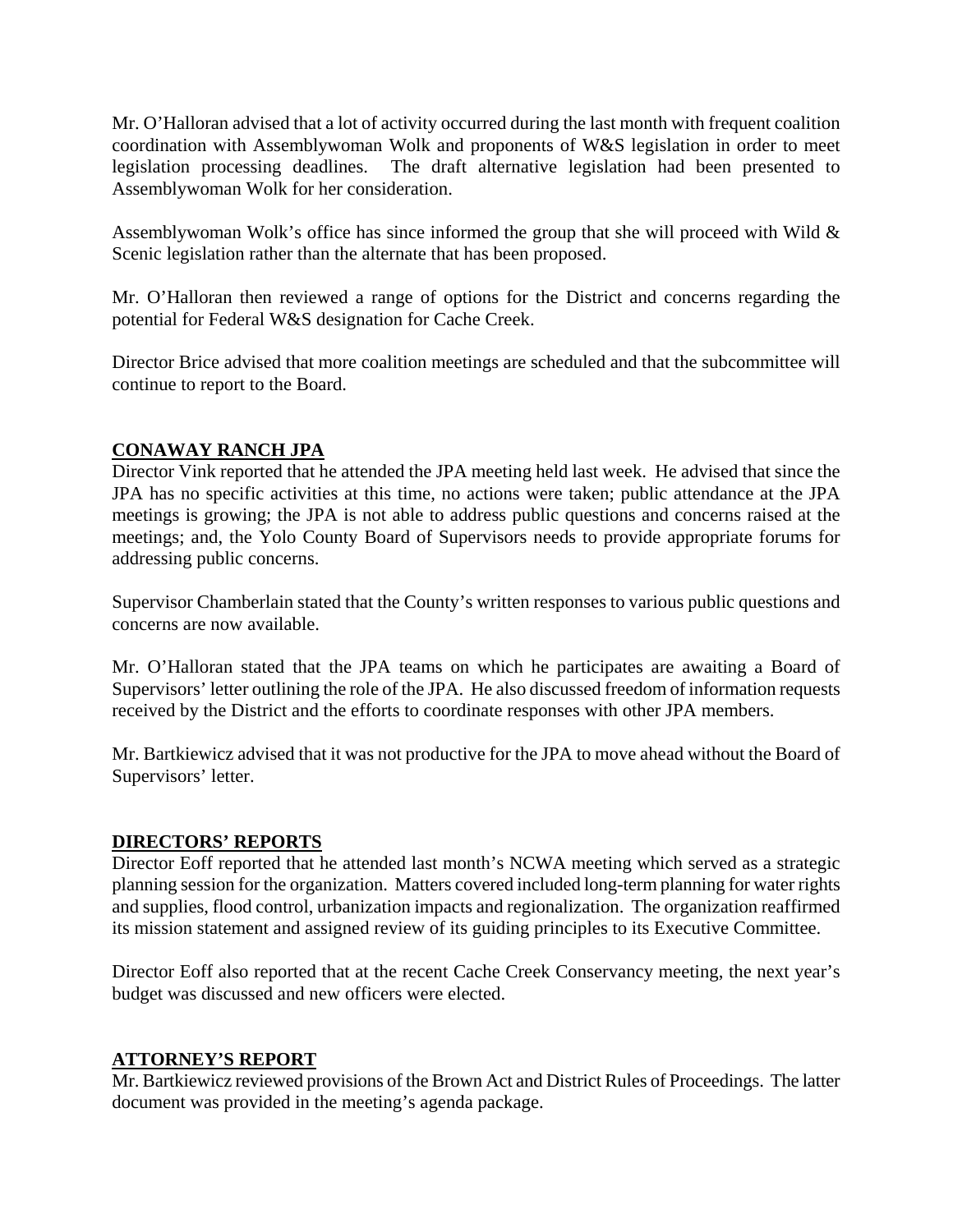Mr. O'Halloran advised that a lot of activity occurred during the last month with frequent coalition coordination with Assemblywoman Wolk and proponents of W&S legislation in order to meet legislation processing deadlines. The draft alternative legislation had been presented to Assemblywoman Wolk for her consideration.

Assemblywoman Wolk's office has since informed the group that she will proceed with Wild & Scenic legislation rather than the alternate that has been proposed.

Mr. O'Halloran then reviewed a range of options for the District and concerns regarding the potential for Federal W&S designation for Cache Creek.

Director Brice advised that more coalition meetings are scheduled and that the subcommittee will continue to report to the Board.

## CONAWAY RANCH JPA

Director Vink reported that he attended the JPA meeting held last week. He advised that since the JPA has no specific activities at this time, no actions were taken; public attendance at the JPA meetings is growing; the JPA is not able to address public questions and concerns raised at the meetings; and, the Yolo County Board of Supervisors needs to provide appropriate forums for addressing public concerns.

Supervisor Chamberlain stated that the County's written responses to various public questions and concerns are now available.

Mr. O'Halloran stated that the JPA teams on which he participates are awaiting a Board of Supervisors' letter outlining the role of the JPA. He also discussed freedom of information requests received by the District and the efforts to coordinate responses with other JPA members.

Mr. Bartkiewicz advised that it was not productive for the JPA to move ahead without the Board of Supervisors' letter.

## DIRECTORS' REPORTS

Director Eoff reported that he attended last month's NCWA meeting which served as a strategic planning session for the organization. Matters covered included long-term planning for water rights and supplies, flood control, urbanization impacts and regionalization. The organization reaffirmed its mission statement and assigned review of its guiding principles to its Executive Committee.

Director Eoff also reported that at the recent Cache Creek Conservancy meeting, the next year's budget was discussed and new officers were elected.

## ATTORNEY'S REPORT

Mr. Bartkiewicz reviewed provisions of the Brown Act and District Rules of Proceedings. The latter document was provided in the meeting's agenda package.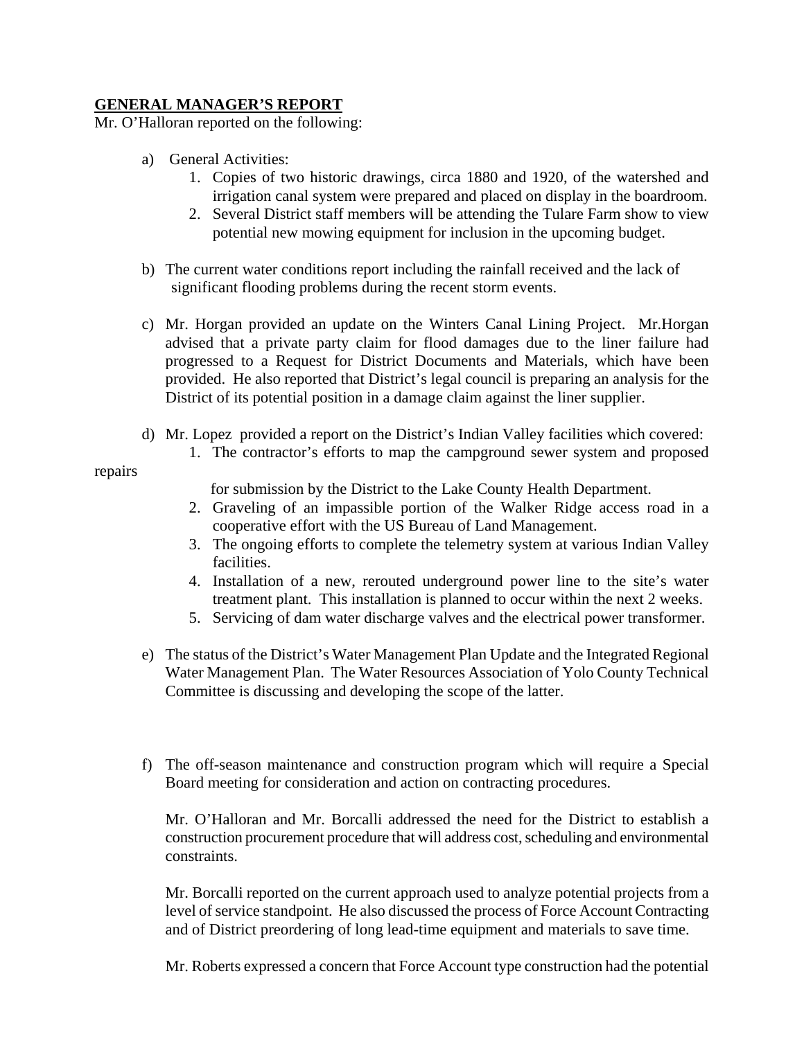## GENERAL MANAGER'S REPORT

Mr. O'Halloran reported on the following:

a) General Activities:
   1. Copies of two historic drawings, circa 1880 and 1920, of the watershed and irrigation canal system were prepared and placed on display in the boardroom.
   2. Several District staff members will be attending the Tulare Farm show to view potential new mowing equipment for inclusion in the upcoming budget.

b) The current water conditions report including the rainfall received and the lack of significant flooding problems during the recent storm events.

c) Mr. Horgan provided an update on the Winters Canal Lining Project. Mr.Horgan advised that a private party claim for flood damages due to the liner failure had progressed to a Request for District Documents and Materials, which have been provided. He also reported that District's legal council is preparing an analysis for the District of its potential position in a damage claim against the liner supplier.

d) Mr. Lopez provided a report on the District's Indian Valley facilities which covered:
   1. The contractor's efforts to map the campground sewer system and proposed repairs for submission by the District to the Lake County Health Department.
   2. Graveling of an impassible portion of the Walker Ridge access road in a cooperative effort with the US Bureau of Land Management.
   3. The ongoing efforts to complete the telemetry system at various Indian Valley facilities.
   4. Installation of a new, rerouted underground power line to the site's water treatment plant. This installation is planned to occur within the next 2 weeks.
   5. Servicing of dam water discharge valves and the electrical power transformer.

e) The status of the District's Water Management Plan Update and the Integrated Regional Water Management Plan. The Water Resources Association of Yolo County Technical Committee is discussing and developing the scope of the latter.

f) The off-season maintenance and construction program which will require a Special Board meeting for consideration and action on contracting procedures.

   Mr. O'Halloran and Mr. Borcalli addressed the need for the District to establish a construction procurement procedure that will address cost, scheduling and environmental constraints.

   Mr. Borcalli reported on the current approach used to analyze potential projects from a level of service standpoint. He also discussed the process of Force Account Contracting and of District preordering of long lead-time equipment and materials to save time.

   Mr. Roberts expressed a concern that Force Account type construction had the potential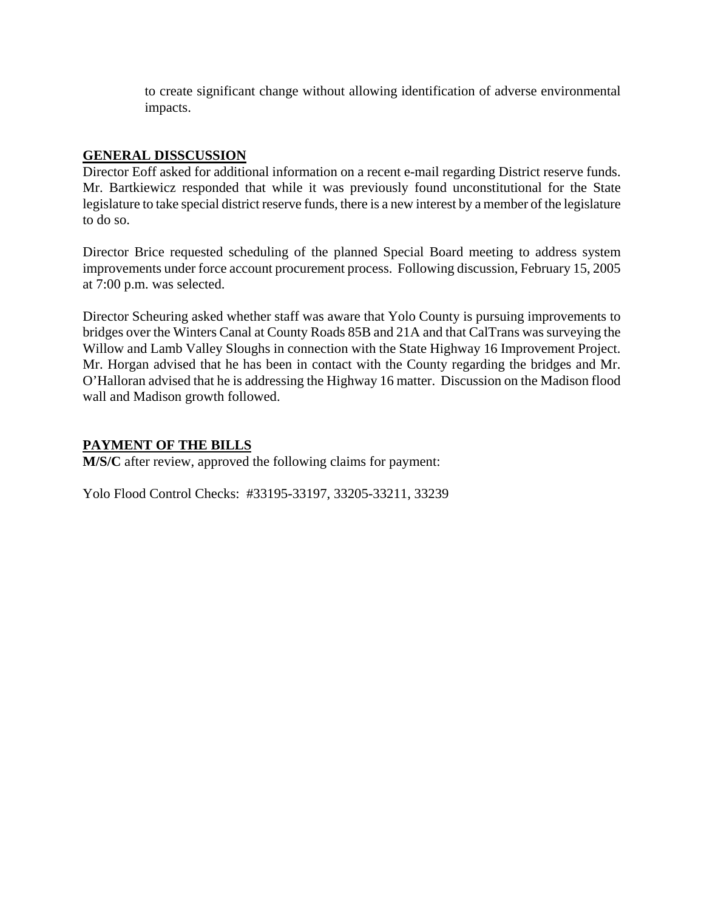to create significant change without allowing identification of adverse environmental impacts.

**GENERAL DISSCUSSION**

Director Eoff asked for additional information on a recent e-mail regarding District reserve funds. Mr. Bartkiewicz responded that while it was previously found unconstitutional for the State legislature to take special district reserve funds, there is a new interest by a member of the legislature to do so.

Director Brice requested scheduling of the planned Special Board meeting to address system improvements under force account procurement process. Following discussion, February 15, 2005 at 7:00 p.m. was selected.

Director Scheuring asked whether staff was aware that Yolo County is pursuing improvements to bridges over the Winters Canal at County Roads 85B and 21A and that CalTrans was surveying the Willow and Lamb Valley Sloughs in connection with the State Highway 16 Improvement Project. Mr. Horgan advised that he has been in contact with the County regarding the bridges and Mr. O'Halloran advised that he is addressing the Highway 16 matter. Discussion on the Madison flood wall and Madison growth followed.

**PAYMENT OF THE BILLS**

**M/S/C** after review, approved the following claims for payment:

Yolo Flood Control Checks: #33195-33197, 33205-33211, 33239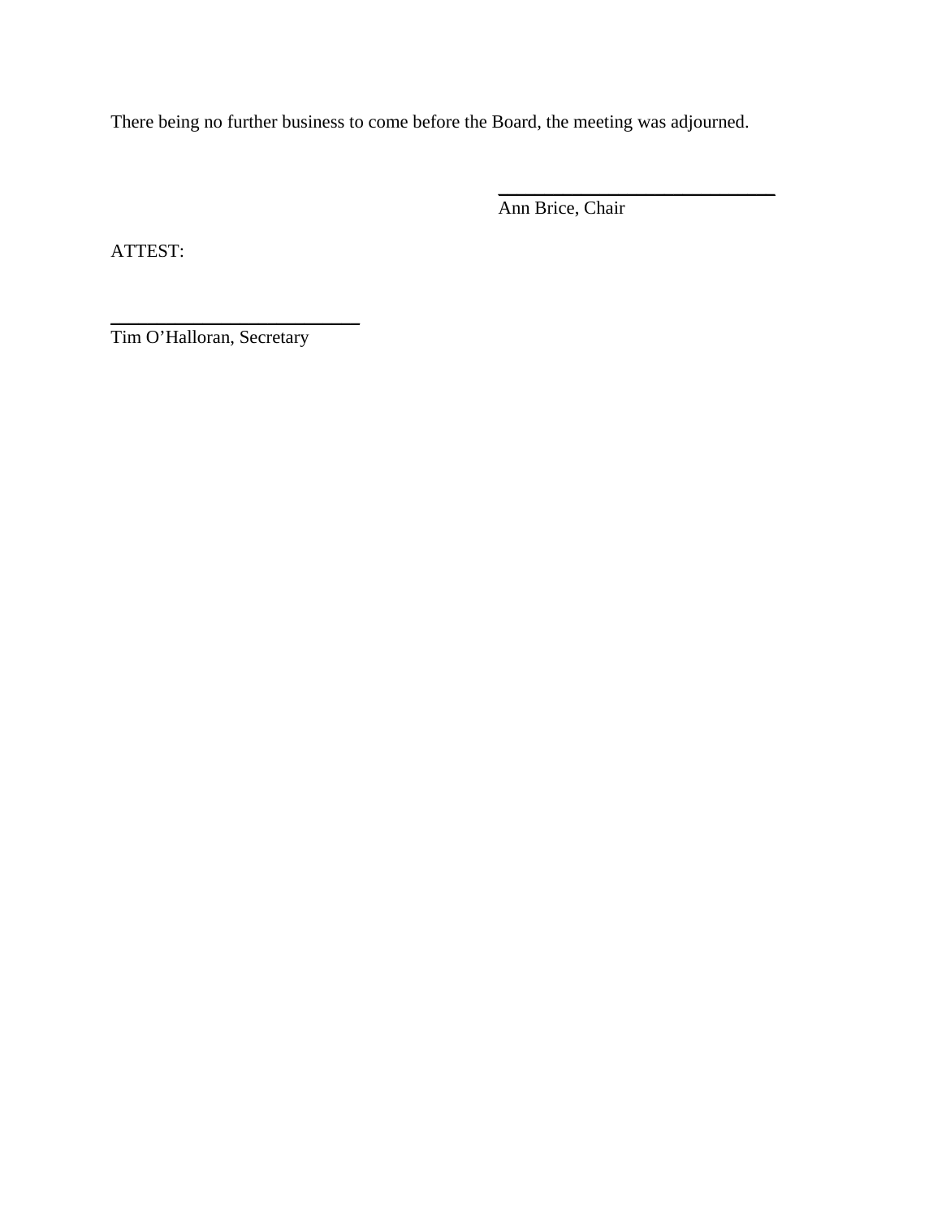There being no further business to come before the Board, the meeting was adjourned.

\_\_\_\_\_\_\_\_\_\_\_\_\_\_\_\_\_\_\_\_\_\_\_\_\_\_\_\_\_\_

Ann Brice, Chair

ATTEST:

\_\_\_\_\_\_\_\_\_\_\_\_\_\_\_\_\_\_\_\_\_\_\_\_\_\_\_\_\_\_

Tim O'Halloran, Secretary